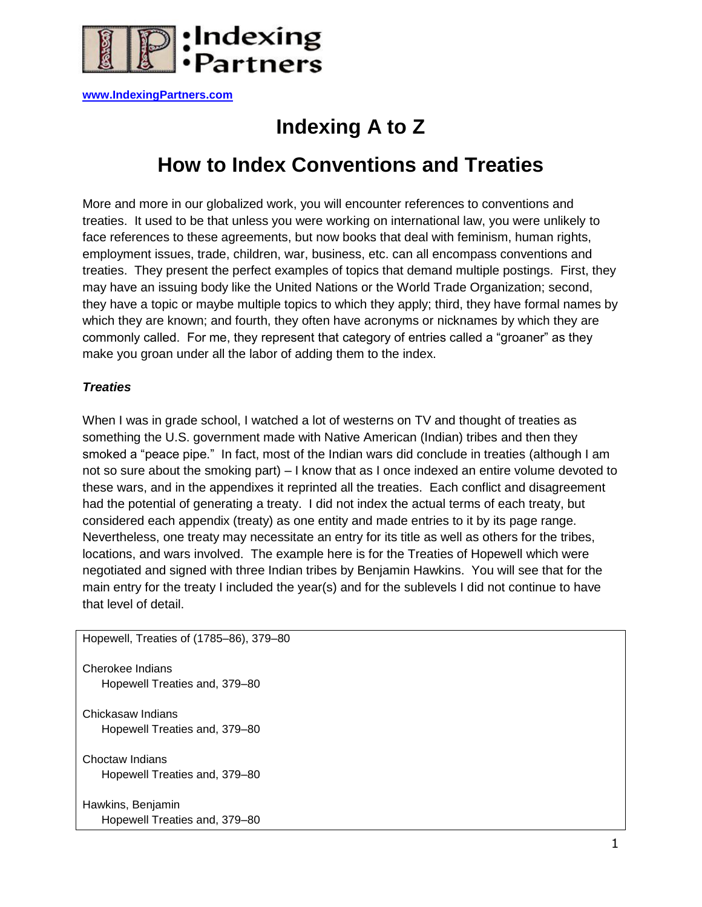**Indexing Partners**

[www.IndexingPartners.com](http://www.IndexingPartners.com)

# Indexing A to Z

## How to Index Conventions and Treaties

More and more in our globalized work, you will encounter references to conventions and treaties. It used to be that unless you were working on international law, you were unlikely to face references to these agreements, but now books that deal with feminism, human rights, employment issues, trade, children, war, business, etc. can all encompass conventions and treaties. They present the perfect examples of topics that demand multiple postings. First, they may have an issuing body like the United Nations or the World Trade Organization; second, they have a topic or maybe multiple topics to which they apply; third, they have formal names by which they are known; and fourth, they often have acronyms or nicknames by which they are commonly called. For me, they represent that category of entries called a "groaner" as they make you groan under all the labor of adding them to the index.

***Treaties***

When I was in grade school, I watched a lot of westerns on TV and thought of treaties as something the U.S. government made with Native American (Indian) tribes and then they smoked a "peace pipe." In fact, most of the Indian wars did conclude in treaties (although I am not so sure about the smoking part) – I know that as I once indexed an entire volume devoted to these wars, and in the appendixes it reprinted all the treaties. Each conflict and disagreement had the potential of generating a treaty. I did not index the actual terms of each treaty, but considered each appendix (treaty) as one entity and made entries to it by its page range. Nevertheless, one treaty may necessitate an entry for its title as well as others for the tribes, locations, and wars involved. The example here is for the Treaties of Hopewell which were negotiated and signed with three Indian tribes by Benjamin Hawkins. You will see that for the main entry for the treaty I included the year(s) and for the sublevels I did not continue to have that level of detail.

```
Hopewell, Treaties of (1785–86), 379–80

Cherokee Indians
    Hopewell Treaties and, 379–80

Chickasaw Indians
    Hopewell Treaties and, 379–80

Choctaw Indians
    Hopewell Treaties and, 379–80

Hawkins, Benjamin
    Hopewell Treaties and, 379–80
```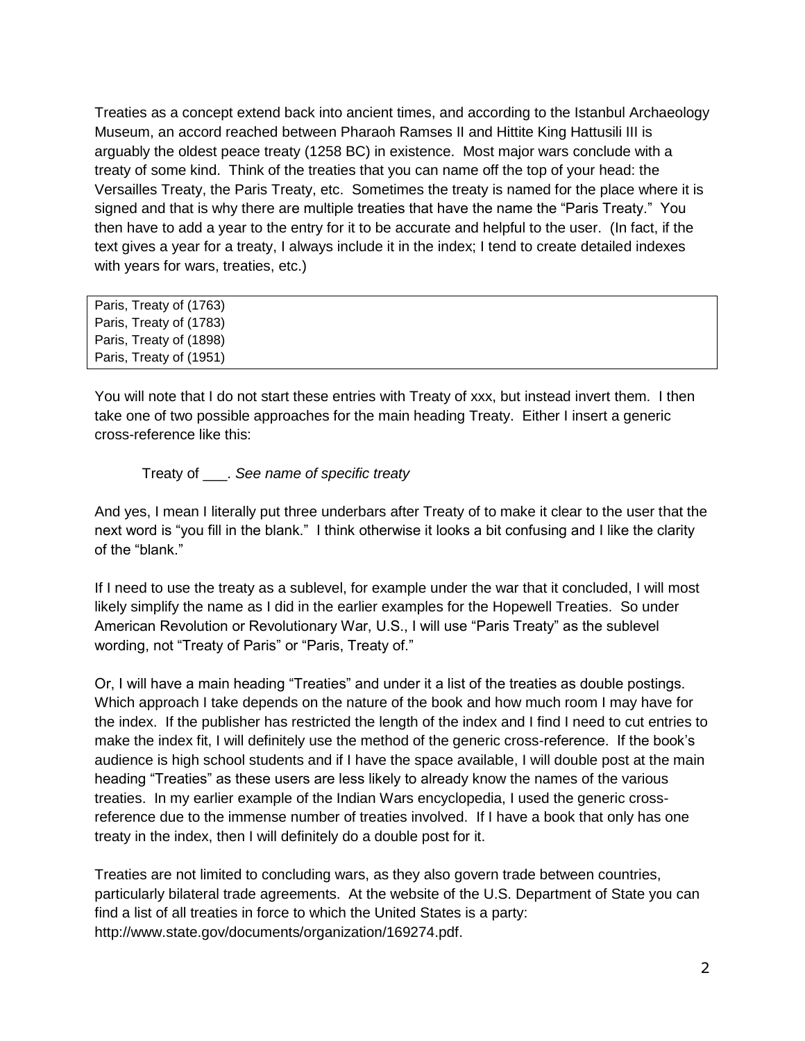Treaties as a concept extend back into ancient times, and according to the Istanbul Archaeology Museum, an accord reached between Pharaoh Ramses II and Hittite King Hattusili III is arguably the oldest peace treaty (1258 BC) in existence. Most major wars conclude with a treaty of some kind. Think of the treaties that you can name off the top of your head: the Versailles Treaty, the Paris Treaty, etc. Sometimes the treaty is named for the place where it is signed and that is why there are multiple treaties that have the name the "Paris Treaty." You then have to add a year to the entry for it to be accurate and helpful to the user. (In fact, if the text gives a year for a treaty, I always include it in the index; I tend to create detailed indexes with years for wars, treaties, etc.)

```
Paris, Treaty of (1763)
Paris, Treaty of (1783)
Paris, Treaty of (1898)
Paris, Treaty of (1951)
```

You will note that I do not start these entries with Treaty of xxx, but instead invert them. I then take one of two possible approaches for the main heading Treaty. Either I insert a generic cross-reference like this:

> Treaty of ___. *See name of specific treaty*

And yes, I mean I literally put three underbars after Treaty of to make it clear to the user that the next word is "you fill in the blank." I think otherwise it looks a bit confusing and I like the clarity of the "blank."

If I need to use the treaty as a sublevel, for example under the war that it concluded, I will most likely simplify the name as I did in the earlier examples for the Hopewell Treaties. So under American Revolution or Revolutionary War, U.S., I will use "Paris Treaty" as the sublevel wording, not "Treaty of Paris" or "Paris, Treaty of."

Or, I will have a main heading "Treaties" and under it a list of the treaties as double postings. Which approach I take depends on the nature of the book and how much room I may have for the index. If the publisher has restricted the length of the index and I find I need to cut entries to make the index fit, I will definitely use the method of the generic cross-reference. If the book's audience is high school students and if I have the space available, I will double post at the main heading "Treaties" as these users are less likely to already know the names of the various treaties. In my earlier example of the Indian Wars encyclopedia, I used the generic cross-reference due to the immense number of treaties involved. If I have a book that only has one treaty in the index, then I will definitely do a double post for it.

Treaties are not limited to concluding wars, as they also govern trade between countries, particularly bilateral trade agreements. At the website of the U.S. Department of State you can find a list of all treaties in force to which the United States is a party: http://www.state.gov/documents/organization/169274.pdf.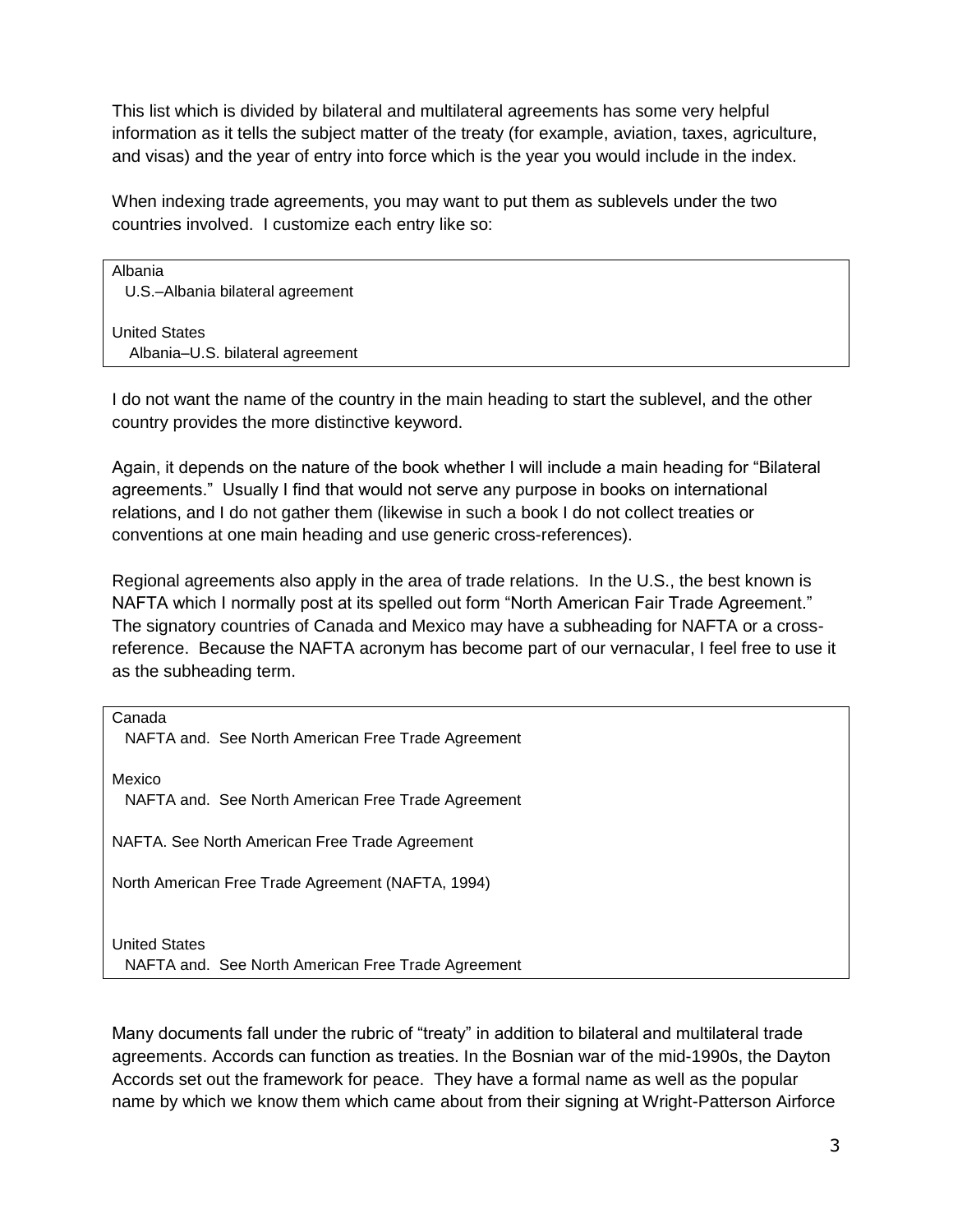This list which is divided by bilateral and multilateral agreements has some very helpful information as it tells the subject matter of the treaty (for example, aviation, taxes, agriculture, and visas) and the year of entry into force which is the year you would include in the index.

When indexing trade agreements, you may want to put them as sublevels under the two countries involved. I customize each entry like so:

```
Albania
  U.S.–Albania bilateral agreement

United States
   Albania–U.S. bilateral agreement
```

I do not want the name of the country in the main heading to start the sublevel, and the other country provides the more distinctive keyword.

Again, it depends on the nature of the book whether I will include a main heading for "Bilateral agreements." Usually I find that would not serve any purpose in books on international relations, and I do not gather them (likewise in such a book I do not collect treaties or conventions at one main heading and use generic cross-references).

Regional agreements also apply in the area of trade relations. In the U.S., the best known is NAFTA which I normally post at its spelled out form "North American Fair Trade Agreement." The signatory countries of Canada and Mexico may have a subheading for NAFTA or a cross-reference. Because the NAFTA acronym has become part of our vernacular, I feel free to use it as the subheading term.

```
Canada
  NAFTA and.  See North American Free Trade Agreement

Mexico
  NAFTA and.  See North American Free Trade Agreement

NAFTA. See North American Free Trade Agreement

North American Free Trade Agreement (NAFTA, 1994)


United States
  NAFTA and.  See North American Free Trade Agreement
```

Many documents fall under the rubric of "treaty" in addition to bilateral and multilateral trade agreements. Accords can function as treaties. In the Bosnian war of the mid-1990s, the Dayton Accords set out the framework for peace. They have a formal name as well as the popular name by which we know them which came about from their signing at Wright-Patterson Airforce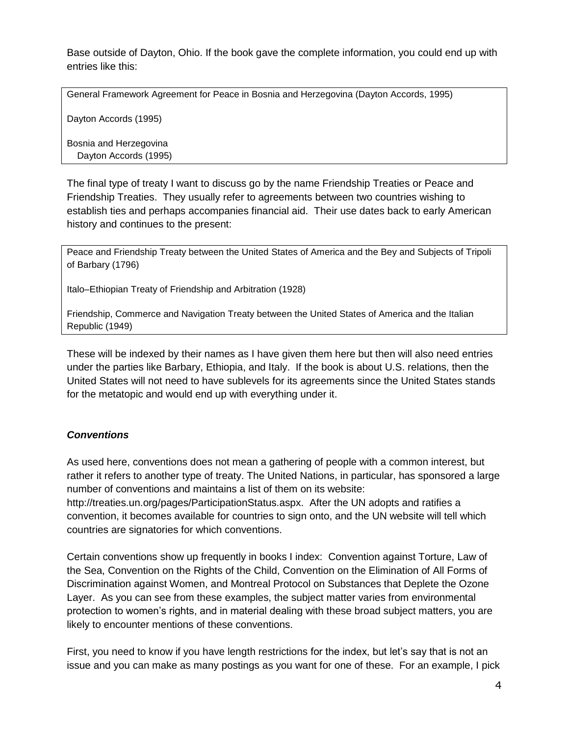Base outside of Dayton, Ohio. If the book gave the complete information, you could end up with entries like this:

```
General Framework Agreement for Peace in Bosnia and Herzegovina (Dayton Accords, 1995)

Dayton Accords (1995)

Bosnia and Herzegovina
   Dayton Accords (1995)
```

The final type of treaty I want to discuss go by the name Friendship Treaties or Peace and Friendship Treaties. They usually refer to agreements between two countries wishing to establish ties and perhaps accompanies financial aid. Their use dates back to early American history and continues to the present:

```
Peace and Friendship Treaty between the United States of America and the Bey and Subjects of Tripoli of Barbary (1796)

Italo–Ethiopian Treaty of Friendship and Arbitration (1928)

Friendship, Commerce and Navigation Treaty between the United States of America and the Italian Republic (1949)
```

These will be indexed by their names as I have given them here but then will also need entries under the parties like Barbary, Ethiopia, and Italy. If the book is about U.S. relations, then the United States will not need to have sublevels for its agreements since the United States stands for the metatopic and would end up with everything under it.

### ***Conventions***

As used here, conventions does not mean a gathering of people with a common interest, but rather it refers to another type of treaty. The United Nations, in particular, has sponsored a large number of conventions and maintains a list of them on its website: http://treaties.un.org/pages/ParticipationStatus.aspx. After the UN adopts and ratifies a convention, it becomes available for countries to sign onto, and the UN website will tell which countries are signatories for which conventions.

Certain conventions show up frequently in books I index: Convention against Torture, Law of the Sea, Convention on the Rights of the Child, Convention on the Elimination of All Forms of Discrimination against Women, and Montreal Protocol on Substances that Deplete the Ozone Layer. As you can see from these examples, the subject matter varies from environmental protection to women's rights, and in material dealing with these broad subject matters, you are likely to encounter mentions of these conventions.

First, you need to know if you have length restrictions for the index, but let's say that is not an issue and you can make as many postings as you want for one of these. For an example, I pick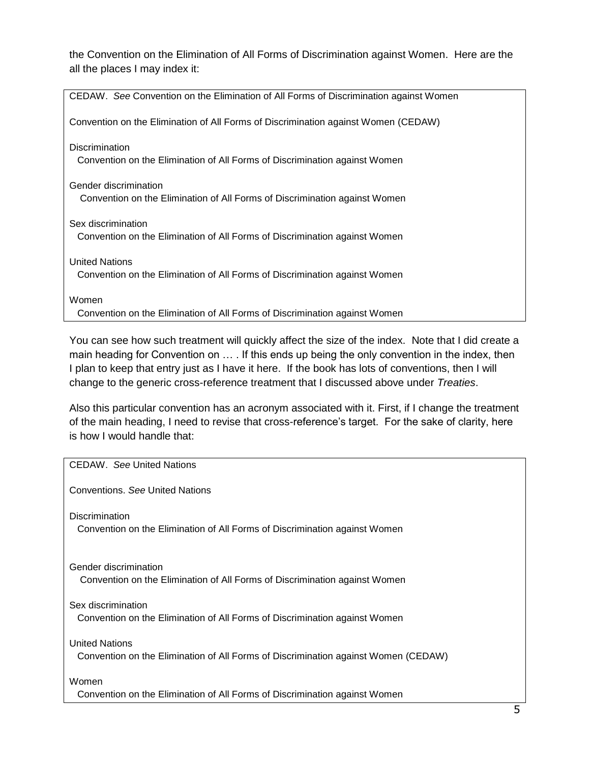the Convention on the Elimination of All Forms of Discrimination against Women. Here are the all the places I may index it:

```
CEDAW. See Convention on the Elimination of All Forms of Discrimination against Women

Convention on the Elimination of All Forms of Discrimination against Women (CEDAW)

Discrimination
  Convention on the Elimination of All Forms of Discrimination against Women

Gender discrimination
   Convention on the Elimination of All Forms of Discrimination against Women

Sex discrimination
  Convention on the Elimination of All Forms of Discrimination against Women

United Nations
  Convention on the Elimination of All Forms of Discrimination against Women

Women
  Convention on the Elimination of All Forms of Discrimination against Women
```

You can see how such treatment will quickly affect the size of the index. Note that I did create a main heading for Convention on … . If this ends up being the only convention in the index, then I plan to keep that entry just as I have it here. If the book has lots of conventions, then I will change to the generic cross-reference treatment that I discussed above under *Treaties*.

Also this particular convention has an acronym associated with it. First, if I change the treatment of the main heading, I need to revise that cross-reference's target. For the sake of clarity, here is how I would handle that:

```
CEDAW. See United Nations

Conventions. See United Nations

Discrimination
  Convention on the Elimination of All Forms of Discrimination against Women


Gender discrimination
   Convention on the Elimination of All Forms of Discrimination against Women

Sex discrimination
  Convention on the Elimination of All Forms of Discrimination against Women

United Nations
  Convention on the Elimination of All Forms of Discrimination against Women (CEDAW)

Women
  Convention on the Elimination of All Forms of Discrimination against Women
```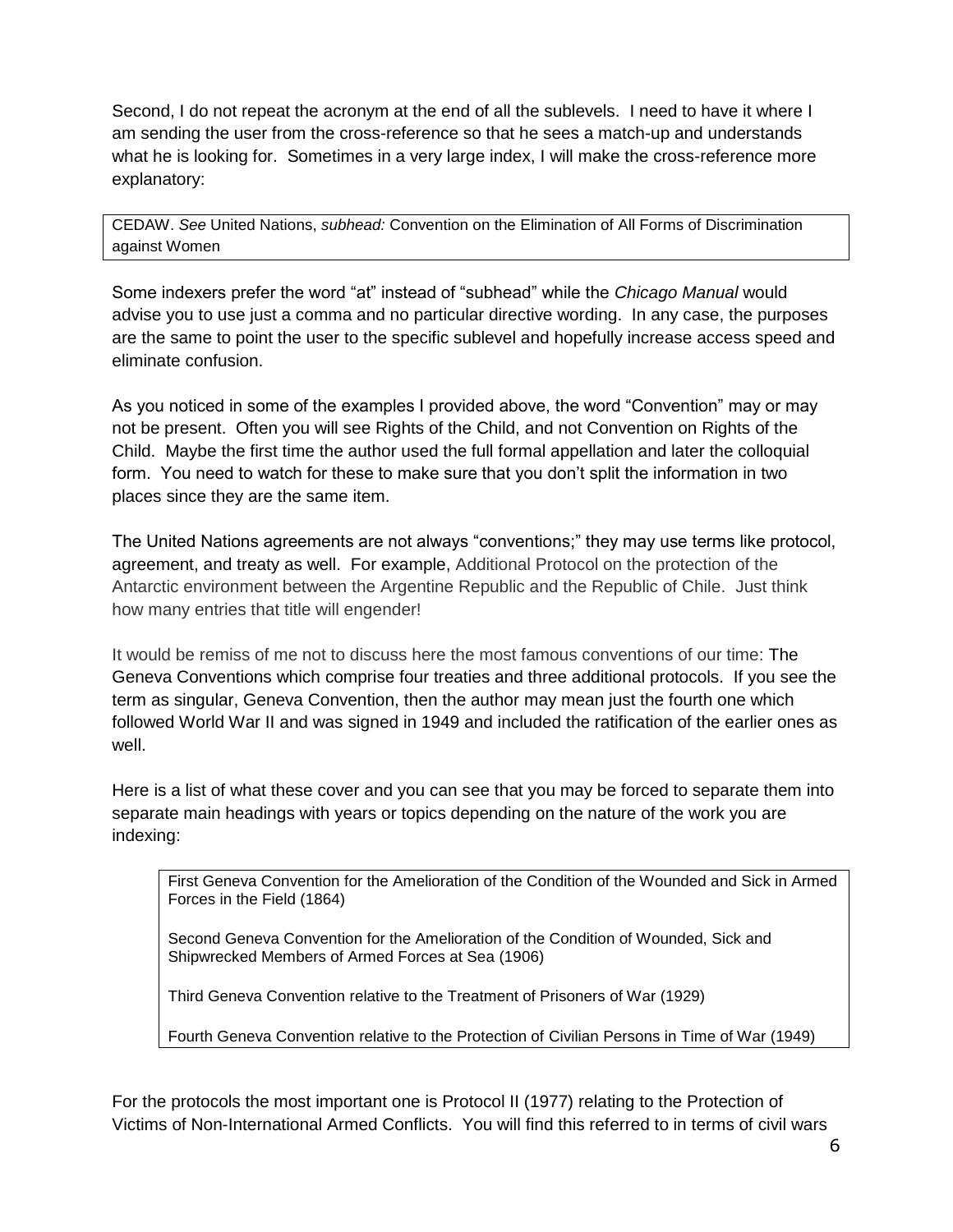Second, I do not repeat the acronym at the end of all the sublevels. I need to have it where I am sending the user from the cross-reference so that he sees a match-up and understands what he is looking for. Sometimes in a very large index, I will make the cross-reference more explanatory:

> CEDAW. *See* United Nations, *subhead:* Convention on the Elimination of All Forms of Discrimination against Women

Some indexers prefer the word "at" instead of "subhead" while the *Chicago Manual* would advise you to use just a comma and no particular directive wording. In any case, the purposes are the same to point the user to the specific sublevel and hopefully increase access speed and eliminate confusion.

As you noticed in some of the examples I provided above, the word "Convention" may or may not be present. Often you will see Rights of the Child, and not Convention on Rights of the Child. Maybe the first time the author used the full formal appellation and later the colloquial form. You need to watch for these to make sure that you don't split the information in two places since they are the same item.

The United Nations agreements are not always "conventions;" they may use terms like protocol, agreement, and treaty as well. For example, Additional Protocol on the protection of the Antarctic environment between the Argentine Republic and the Republic of Chile. Just think how many entries that title will engender!

It would be remiss of me not to discuss here the most famous conventions of our time: The Geneva Conventions which comprise four treaties and three additional protocols. If you see the term as singular, Geneva Convention, then the author may mean just the fourth one which followed World War II and was signed in 1949 and included the ratification of the earlier ones as well.

Here is a list of what these cover and you can see that you may be forced to separate them into separate main headings with years or topics depending on the nature of the work you are indexing:

> First Geneva Convention for the Amelioration of the Condition of the Wounded and Sick in Armed Forces in the Field (1864)
>
> Second Geneva Convention for the Amelioration of the Condition of Wounded, Sick and Shipwrecked Members of Armed Forces at Sea (1906)
>
> Third Geneva Convention relative to the Treatment of Prisoners of War (1929)
>
> Fourth Geneva Convention relative to the Protection of Civilian Persons in Time of War (1949)

For the protocols the most important one is Protocol II (1977) relating to the Protection of Victims of Non-International Armed Conflicts. You will find this referred to in terms of civil wars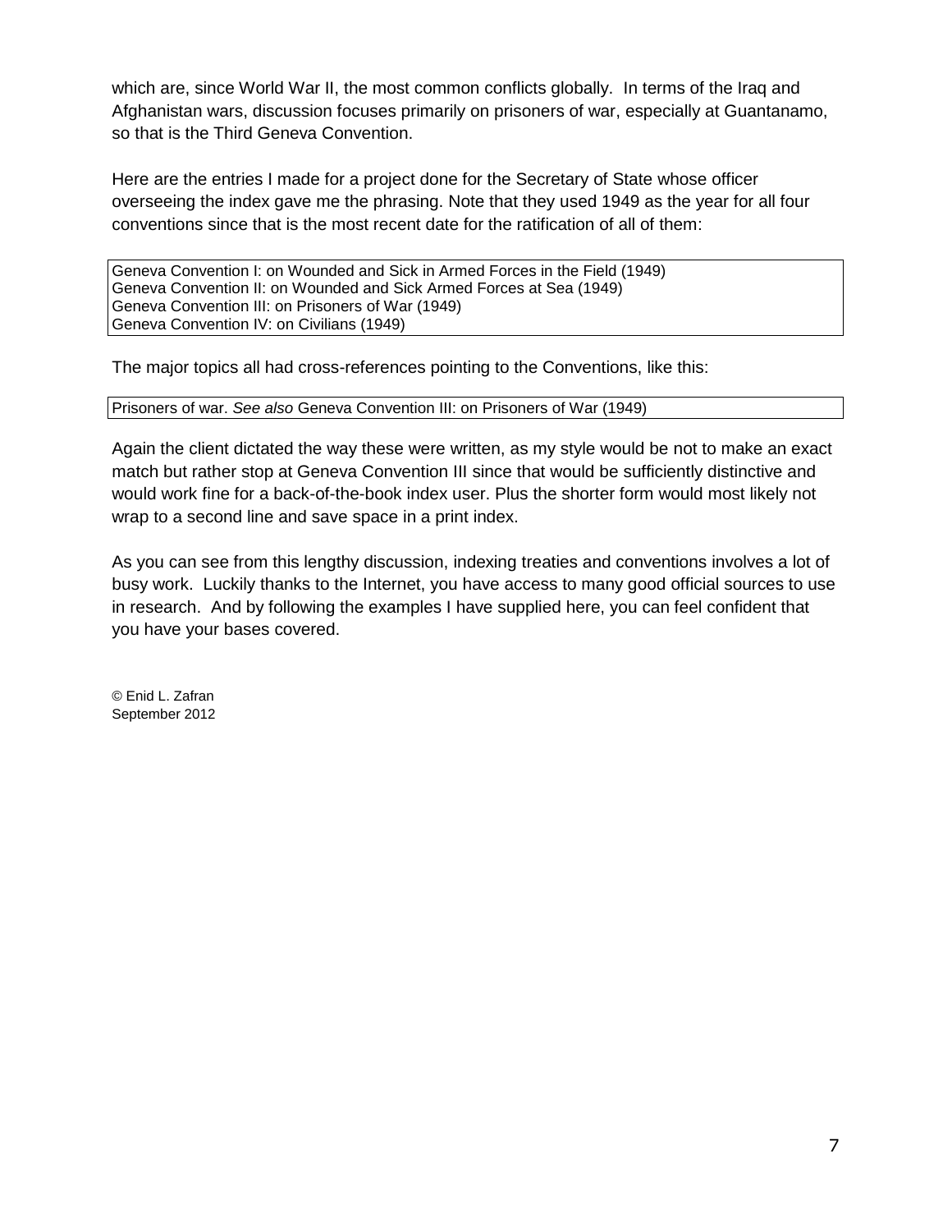which are, since World War II, the most common conflicts globally. In terms of the Iraq and Afghanistan wars, discussion focuses primarily on prisoners of war, especially at Guantanamo, so that is the Third Geneva Convention.

Here are the entries I made for a project done for the Secretary of State whose officer overseeing the index gave me the phrasing. Note that they used 1949 as the year for all four conventions since that is the most recent date for the ratification of all of them:

```
Geneva Convention I: on Wounded and Sick in Armed Forces in the Field (1949)
Geneva Convention II: on Wounded and Sick Armed Forces at Sea (1949)
Geneva Convention III: on Prisoners of War (1949)
Geneva Convention IV: on Civilians (1949)
```

The major topics all had cross-references pointing to the Conventions, like this:

Prisoners of war. *See also* Geneva Convention III: on Prisoners of War (1949)

Again the client dictated the way these were written, as my style would be not to make an exact match but rather stop at Geneva Convention III since that would be sufficiently distinctive and would work fine for a back-of-the-book index user. Plus the shorter form would most likely not wrap to a second line and save space in a print index.

As you can see from this lengthy discussion, indexing treaties and conventions involves a lot of busy work. Luckily thanks to the Internet, you have access to many good official sources to use in research. And by following the examples I have supplied here, you can feel confident that you have your bases covered.

© Enid L. Zafran
September 2012